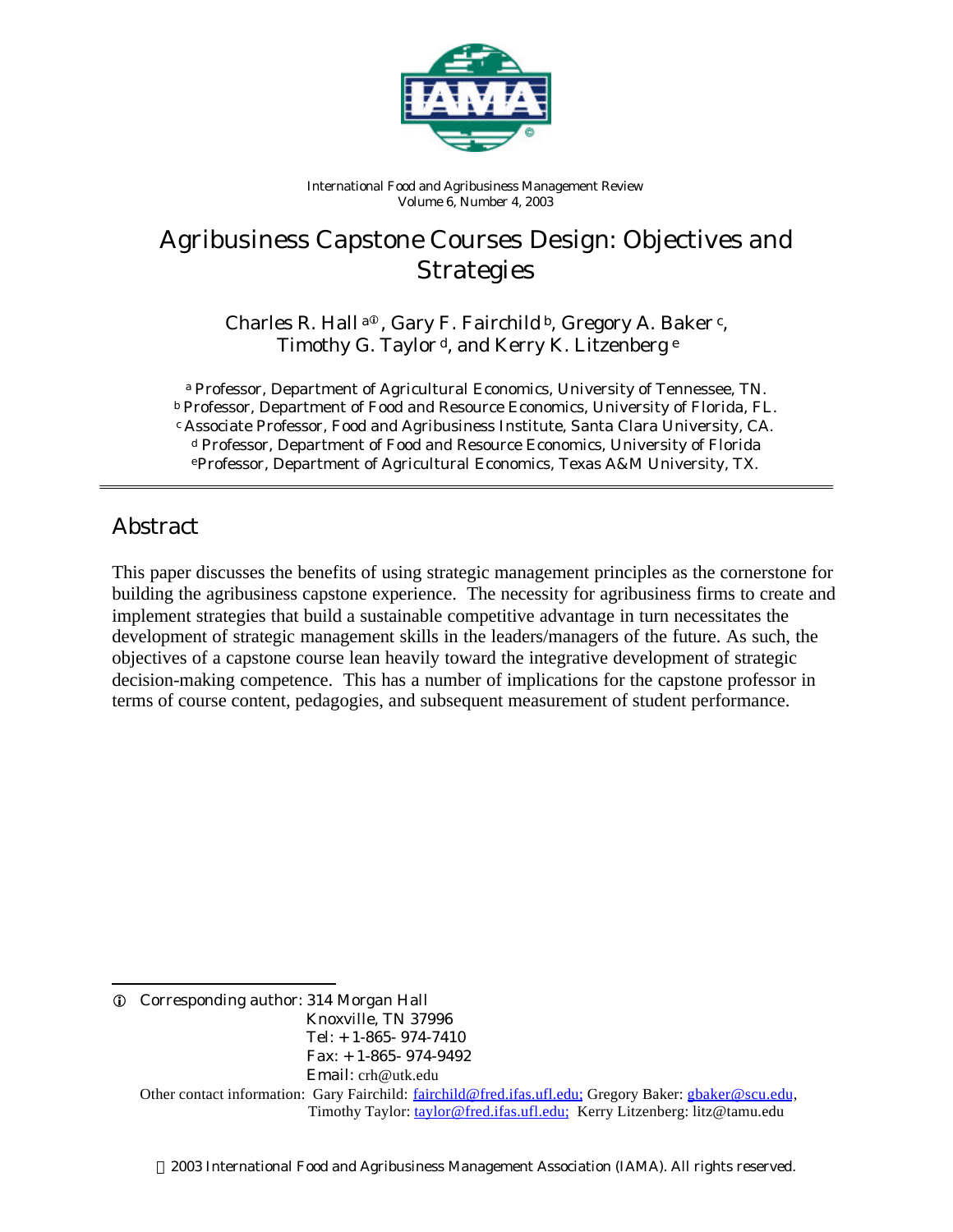International Food and Agribusiness Management Review
Volume 6, Number 4, 2003

# Agribusiness Capstone Courses Design: Objectives and Strategies

Charles R. Hall [a①], Gary F. Fairchild [b], Gregory A. Baker [c], Timothy G. Taylor [d], and Kerry K. Litzenberg [e]

[a] Professor, Department of Agricultural Economics, University of Tennessee, TN.
[b] Professor, Department of Food and Resource Economics, University of Florida, FL.
[c] Associate Professor, Food and Agribusiness Institute, Santa Clara University, CA.
[d] Professor, Department of Food and Resource Economics, University of Florida
[e] Professor, Department of Agricultural Economics, Texas A&M University, TX.

## Abstract

This paper discusses the benefits of using strategic management principles as the cornerstone for building the agribusiness capstone experience. The necessity for agribusiness firms to create and implement strategies that build a sustainable competitive advantage in turn necessitates the development of strategic management skills in the leaders/managers of the future. As such, the objectives of a capstone course lean heavily toward the integrative development of strategic decision-making competence. This has a number of implications for the capstone professor in terms of course content, pedagogies, and subsequent measurement of student performance.

① Corresponding author: 314 Morgan Hall
Knoxville, TN 37996
Tel: + 1-865- 974-7410
Fax: + 1-865- 974-9492
Email: crh@utk.edu

Other contact information: Gary Fairchild: fairchild@fred.ifas.ufl.edu; Gregory Baker: gbaker@scu.edu, Timothy Taylor: taylor@fred.ifas.ufl.edu; Kerry Litzenberg: litz@tamu.edu

© 2003 International Food and Agribusiness Management Association (IAMA). All rights reserved.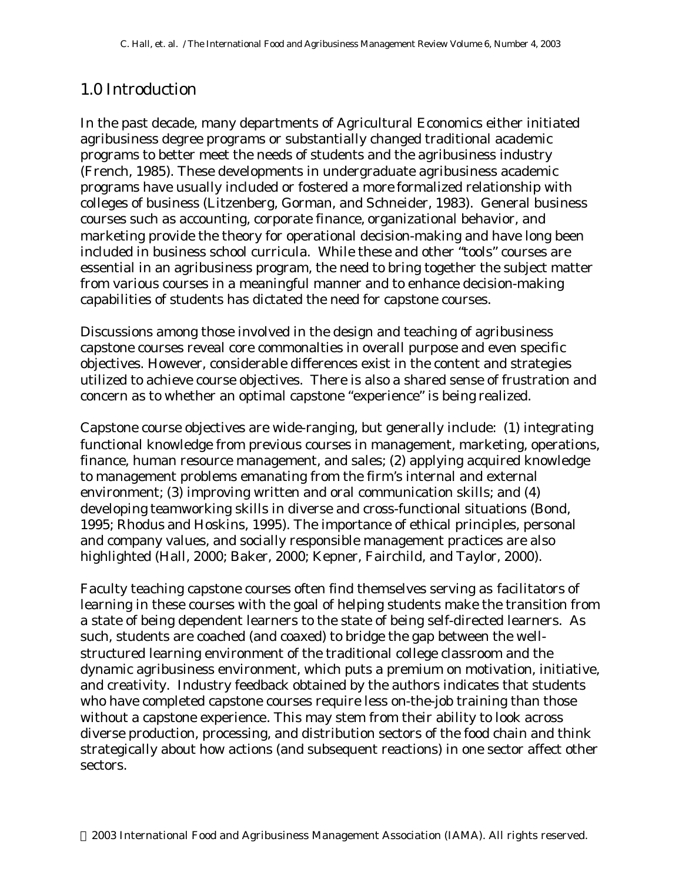## 1.0 Introduction

In the past decade, many departments of Agricultural Economics either initiated agribusiness degree programs or substantially changed traditional academic programs to better meet the needs of students and the agribusiness industry (French, 1985). These developments in undergraduate agribusiness academic programs have usually included or fostered a more formalized relationship with colleges of business (Litzenberg, Gorman, and Schneider, 1983). General business courses such as accounting, corporate finance, organizational behavior, and marketing provide the theory for operational decision-making and have long been included in business school curricula. While these and other "tools" courses are essential in an agribusiness program, the need to bring together the subject matter from various courses in a meaningful manner and to enhance decision-making capabilities of students has dictated the need for capstone courses.

Discussions among those involved in the design and teaching of agribusiness capstone courses reveal core commonalties in overall purpose and even specific objectives. However, considerable differences exist in the content and strategies utilized to achieve course objectives. There is also a shared sense of frustration and concern as to whether an optimal capstone "experience" is being realized.

Capstone course objectives are wide-ranging, but generally include: (1) integrating functional knowledge from previous courses in management, marketing, operations, finance, human resource management, and sales; (2) applying acquired knowledge to management problems emanating from the firm's internal and external environment; (3) improving written and oral communication skills; and (4) developing teamworking skills in diverse and cross-functional situations (Bond, 1995; Rhodus and Hoskins, 1995). The importance of ethical principles, personal and company values, and socially responsible management practices are also highlighted (Hall, 2000; Baker, 2000; Kepner, Fairchild, and Taylor, 2000).

Faculty teaching capstone courses often find themselves serving as facilitators of learning in these courses with the goal of helping students make the transition from a state of being dependent learners to the state of being self-directed learners. As such, students are coached (and coaxed) to bridge the gap between the well-structured learning environment of the traditional college classroom and the dynamic agribusiness environment, which puts a premium on motivation, initiative, and creativity. Industry feedback obtained by the authors indicates that students who have completed capstone courses require less on-the-job training than those without a capstone experience. This may stem from their ability to look across diverse production, processing, and distribution sectors of the food chain and think strategically about how actions (and subsequent reactions) in one sector affect other sectors.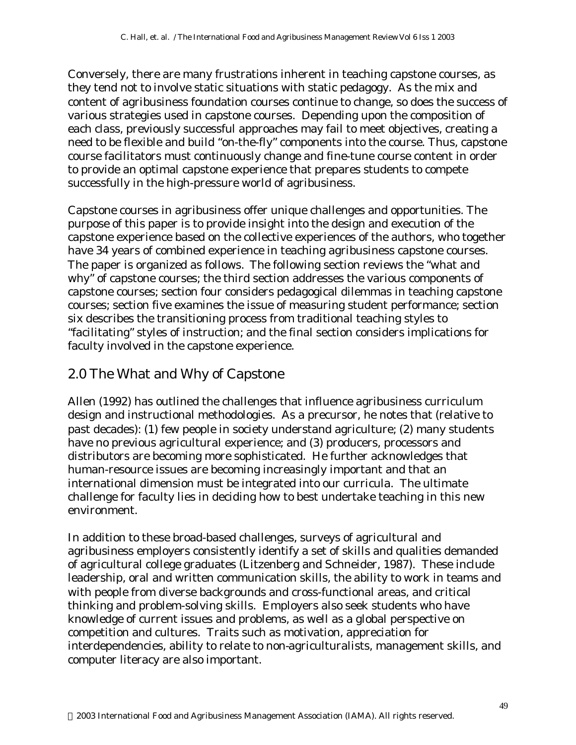Conversely, there are many frustrations inherent in teaching capstone courses, as they tend not to involve static situations with static pedagogy. As the mix and content of agribusiness foundation courses continue to change, so does the success of various strategies used in capstone courses. Depending upon the composition of each class, previously successful approaches may fail to meet objectives, creating a need to be flexible and build "on-the-fly" components into the course. Thus, capstone course facilitators must continuously change and fine-tune course content in order to provide an optimal capstone experience that prepares students to compete successfully in the high-pressure world of agribusiness.

Capstone courses in agribusiness offer unique challenges and opportunities. The purpose of this paper is to provide insight into the design and execution of the capstone experience based on the collective experiences of the authors, who together have 34 years of combined experience in teaching agribusiness capstone courses. The paper is organized as follows. The following section reviews the "what and why" of capstone courses; the third section addresses the various components of capstone courses; section four considers pedagogical dilemmas in teaching capstone courses; section five examines the issue of measuring student performance; section six describes the transitioning process from traditional teaching styles to "facilitating" styles of instruction; and the final section considers implications for faculty involved in the capstone experience.

## 2.0 The What and Why of Capstone

Allen (1992) has outlined the challenges that influence agribusiness curriculum design and instructional methodologies. As a precursor, he notes that (relative to past decades): (1) few people in society understand agriculture; (2) many students have no previous agricultural experience; and (3) producers, processors and distributors are becoming more sophisticated. He further acknowledges that human-resource issues are becoming increasingly important and that an international dimension must be integrated into our curricula. The ultimate challenge for faculty lies in deciding how to best undertake teaching in this new environment.

In addition to these broad-based challenges, surveys of agricultural and agribusiness employers consistently identify a set of skills and qualities demanded of agricultural college graduates (Litzenberg and Schneider, 1987). These include leadership, oral and written communication skills, the ability to work in teams and with people from diverse backgrounds and cross-functional areas, and critical thinking and problem-solving skills. Employers also seek students who have knowledge of current issues and problems, as well as a global perspective on competition and cultures. Traits such as motivation, appreciation for interdependencies, ability to relate to non-agriculturalists, management skills, and computer literacy are also important.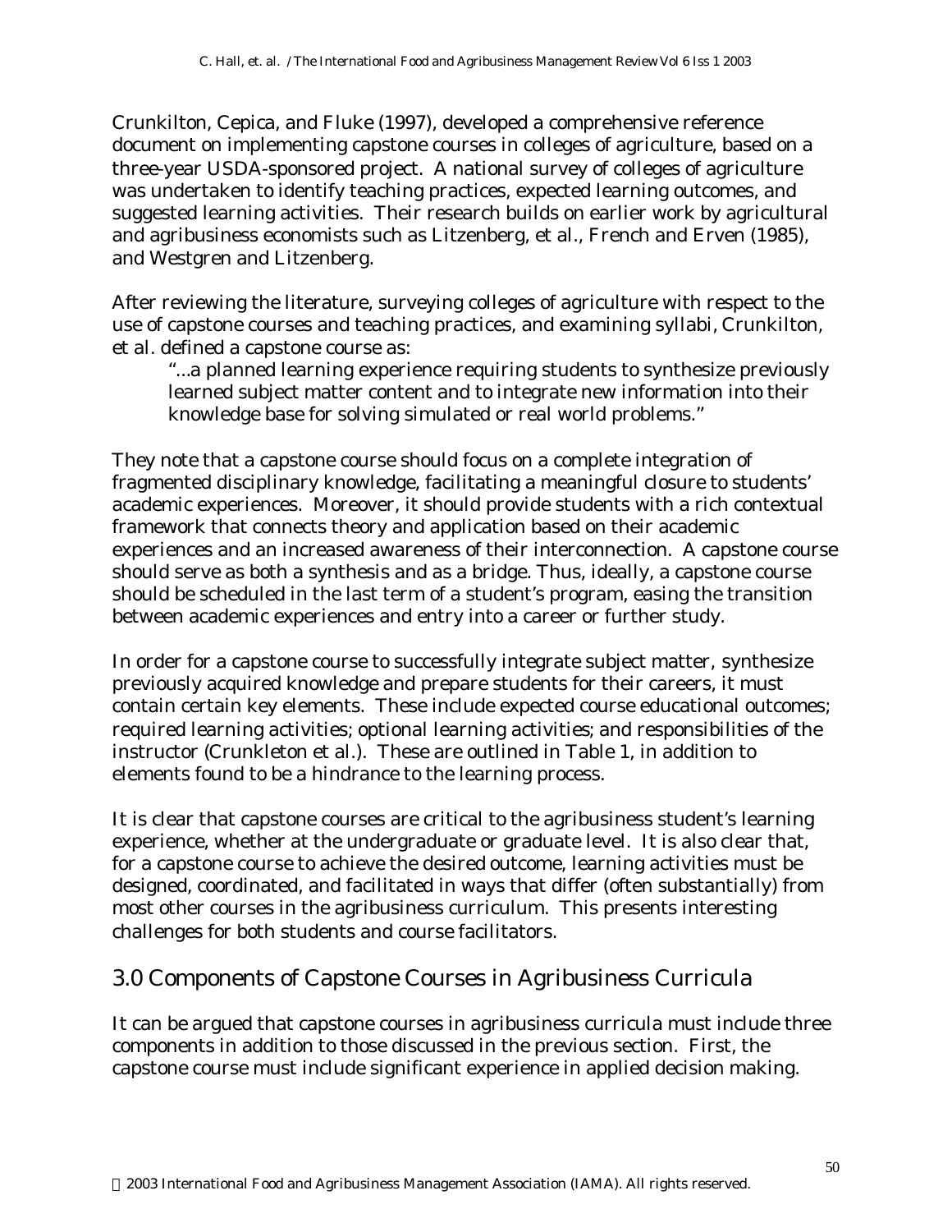Crunkilton, Cepica, and Fluke (1997), developed a comprehensive reference document on implementing capstone courses in colleges of agriculture, based on a three-year USDA-sponsored project. A national survey of colleges of agriculture was undertaken to identify teaching practices, expected learning outcomes, and suggested learning activities. Their research builds on earlier work by agricultural and agribusiness economists such as Litzenberg, et al., French and Erven (1985), and Westgren and Litzenberg.

After reviewing the literature, surveying colleges of agriculture with respect to the use of capstone courses and teaching practices, and examining syllabi, Crunkilton, et al. defined a capstone course as:

> "...a planned learning experience requiring students to synthesize previously learned subject matter content and to integrate new information into their knowledge base for solving simulated or real world problems."

They note that a capstone course should focus on a complete integration of fragmented disciplinary knowledge, facilitating a meaningful closure to students' academic experiences. Moreover, it should provide students with a rich contextual framework that connects theory and application based on their academic experiences and an increased awareness of their interconnection. A capstone course should serve as both a synthesis and as a bridge. Thus, ideally, a capstone course should be scheduled in the last term of a student's program, easing the transition between academic experiences and entry into a career or further study.

In order for a capstone course to successfully integrate subject matter, synthesize previously acquired knowledge and prepare students for their careers, it must contain certain key elements. These include expected course educational outcomes; required learning activities; optional learning activities; and responsibilities of the instructor (Crunkleton et al.). These are outlined in Table 1, in addition to elements found to be a hindrance to the learning process.

It is clear that capstone courses are critical to the agribusiness student's learning experience, whether at the undergraduate or graduate level. It is also clear that, for a capstone course to achieve the desired outcome, learning activities must be designed, coordinated, and facilitated in ways that differ (often substantially) from most other courses in the agribusiness curriculum. This presents interesting challenges for both students and course facilitators.

## 3.0 Components of Capstone Courses in Agribusiness Curricula

It can be argued that capstone courses in agribusiness curricula must include three components in addition to those discussed in the previous section. First, the capstone course must include significant experience in applied decision making.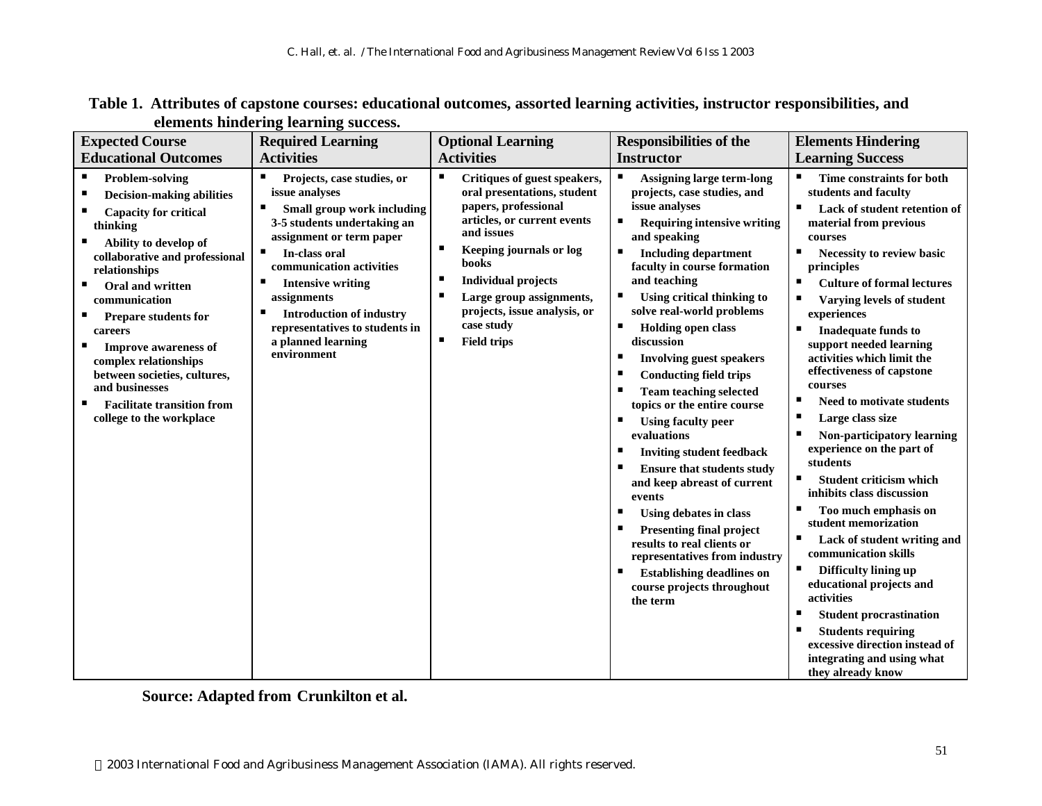**Table 1. Attributes of capstone courses: educational outcomes, assorted learning activities, instructor responsibilities, and elements hindering learning success.**

| Expected Course Educational Outcomes | Required Learning Activities | Optional Learning Activities | Responsibilities of the Instructor | Elements Hindering Learning Success |
|---|---|---|---|---|
| ▪ Problem-solving<br>▪ Decision-making abilities<br>▪ Capacity for critical thinking<br>▪ Ability to develop of collaborative and professional relationships<br>▪ Oral and written communication<br>▪ Prepare students for careers<br>▪ Improve awareness of complex relationships between societies, cultures, and businesses<br>▪ Facilitate transition from college to the workplace | ▪ Projects, case studies, or issue analyses<br>▪ Small group work including 3-5 students undertaking an assignment or term paper<br>▪ In-class oral communication activities<br>▪ Intensive writing assignments<br>▪ Introduction of industry representatives to students in a planned learning environment | ▪ Critiques of guest speakers, oral presentations, student papers, professional articles, or current events and issues<br>▪ Keeping journals or log books<br>▪ Individual projects<br>▪ Large group assignments, projects, issue analysis, or case study<br>▪ Field trips | ▪ Assigning large term-long projects, case studies, and issue analyses<br>▪ Requiring intensive writing and speaking<br>▪ Including department faculty in course formation and teaching<br>▪ Using critical thinking to solve real-world problems<br>▪ Holding open class discussion<br>▪ Involving guest speakers<br>▪ Conducting field trips<br>▪ Team teaching selected topics or the entire course<br>▪ Using faculty peer evaluations<br>▪ Inviting student feedback<br>▪ Ensure that students study and keep abreast of current events<br>▪ Using debates in class<br>▪ Presenting final project results to real clients or representatives from industry<br>▪ Establishing deadlines on course projects throughout the term | ▪ Time constraints for both students and faculty<br>▪ Lack of student retention of material from previous courses<br>▪ Necessity to review basic principles<br>▪ Culture of formal lectures<br>▪ Varying levels of student experiences<br>▪ Inadequate funds to support needed learning activities which limit the effectiveness of capstone courses<br>▪ Need to motivate students<br>▪ Large class size<br>▪ Non-participatory learning experience on the part of students<br>▪ Student criticism which inhibits class discussion<br>▪ Too much emphasis on student memorization<br>▪ Lack of student writing and communication skills<br>▪ Difficulty lining up educational projects and activities<br>▪ Student procrastination<br>▪ Students requiring excessive direction instead of integrating and using what they already know |

**Source: Adapted from Crunkilton et al.**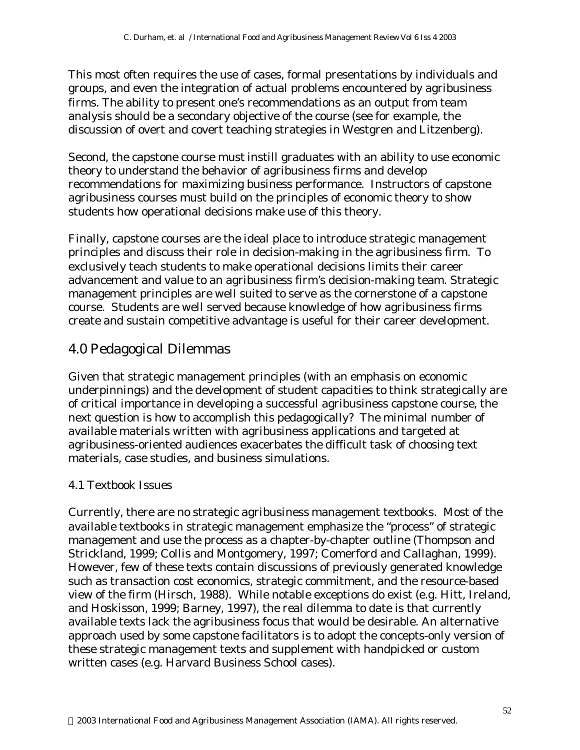This most often requires the use of cases, formal presentations by individuals and groups, and even the integration of actual problems encountered by agribusiness firms. The ability to present one's recommendations as an output from team analysis should be a secondary objective of the course (see for example, the discussion of overt and covert teaching strategies in Westgren and Litzenberg).

Second, the capstone course must instill graduates with an ability to use economic theory to understand the behavior of agribusiness firms and develop recommendations for maximizing business performance. Instructors of capstone agribusiness courses must build on the principles of economic theory to show students how operational decisions make use of this theory.

Finally, capstone courses are the ideal place to introduce strategic management principles and discuss their role in decision-making in the agribusiness firm. To exclusively teach students to make operational decisions limits their career advancement and value to an agribusiness firm's decision-making team. Strategic management principles are well suited to serve as the cornerstone of a capstone course. Students are well served because knowledge of how agribusiness firms create and sustain competitive advantage is useful for their career development.

## 4.0 Pedagogical Dilemmas

Given that strategic management principles (with an emphasis on economic underpinnings) and the development of student capacities to think strategically are of critical importance in developing a successful agribusiness capstone course, the next question is how to accomplish this pedagogically? The minimal number of available materials written with agribusiness applications and targeted at agribusiness-oriented audiences exacerbates the difficult task of choosing text materials, case studies, and business simulations.

### 4.1 Textbook Issues

Currently, there are no strategic agribusiness management textbooks. Most of the available textbooks in strategic management emphasize the "process" of strategic management and use the process as a chapter-by-chapter outline (Thompson and Strickland, 1999; Collis and Montgomery, 1997; Comerford and Callaghan, 1999). However, few of these texts contain discussions of previously generated knowledge such as transaction cost economics, strategic commitment, and the resource-based view of the firm (Hirsch, 1988). While notable exceptions do exist (e.g. Hitt, Ireland, and Hoskisson, 1999; Barney, 1997), the real dilemma to date is that currently available texts lack the agribusiness focus that would be desirable. An alternative approach used by some capstone facilitators is to adopt the concepts-only version of these strategic management texts and supplement with handpicked or custom written cases (e.g. Harvard Business School cases).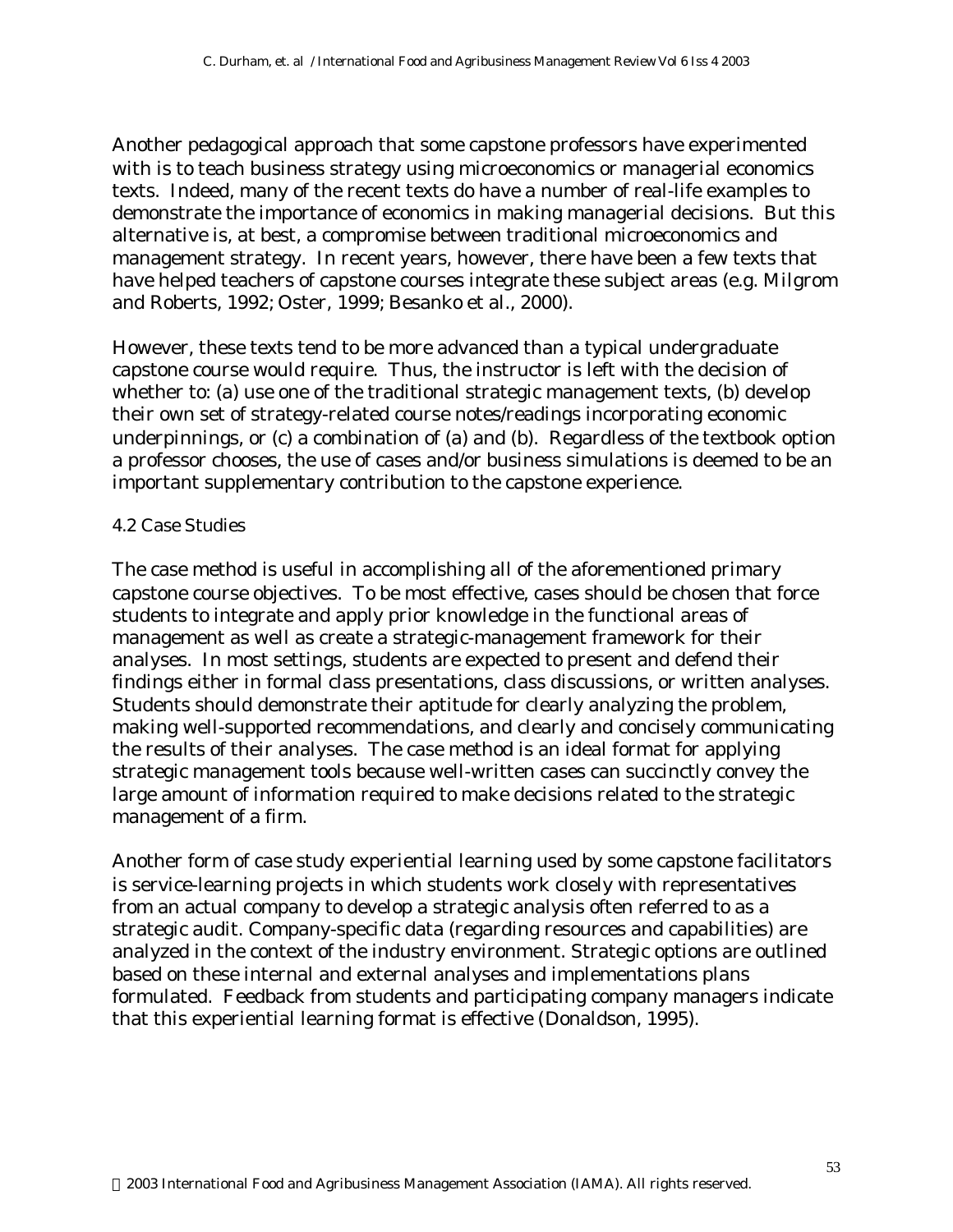Another pedagogical approach that some capstone professors have experimented with is to teach business strategy using microeconomics or managerial economics texts. Indeed, many of the recent texts do have a number of real-life examples to demonstrate the importance of economics in making managerial decisions. But this alternative is, at best, a compromise between traditional microeconomics and management strategy. In recent years, however, there have been a few texts that have helped teachers of capstone courses integrate these subject areas (e.g. Milgrom and Roberts, 1992; Oster, 1999; Besanko et al., 2000).

However, these texts tend to be more advanced than a typical undergraduate capstone course would require. Thus, the instructor is left with the decision of whether to: (a) use one of the traditional strategic management texts, (b) develop their own set of strategy-related course notes/readings incorporating economic underpinnings, or (c) a combination of (a) and (b). Regardless of the textbook option a professor chooses, the use of cases and/or business simulations is deemed to be an important supplementary contribution to the capstone experience.

### 4.2 Case Studies

The case method is useful in accomplishing all of the aforementioned primary capstone course objectives. To be most effective, cases should be chosen that force students to integrate and apply prior knowledge in the functional areas of management as well as create a strategic-management framework for their analyses. In most settings, students are expected to present and defend their findings either in formal class presentations, class discussions, or written analyses. Students should demonstrate their aptitude for clearly analyzing the problem, making well-supported recommendations, and clearly and concisely communicating the results of their analyses. The case method is an ideal format for applying strategic management tools because well-written cases can succinctly convey the large amount of information required to make decisions related to the strategic management of a firm.

Another form of case study experiential learning used by some capstone facilitators is service-learning projects in which students work closely with representatives from an actual company to develop a strategic analysis often referred to as a strategic audit. Company-specific data (regarding resources and capabilities) are analyzed in the context of the industry environment. Strategic options are outlined based on these internal and external analyses and implementations plans formulated. Feedback from students and participating company managers indicate that this experiential learning format is effective (Donaldson, 1995).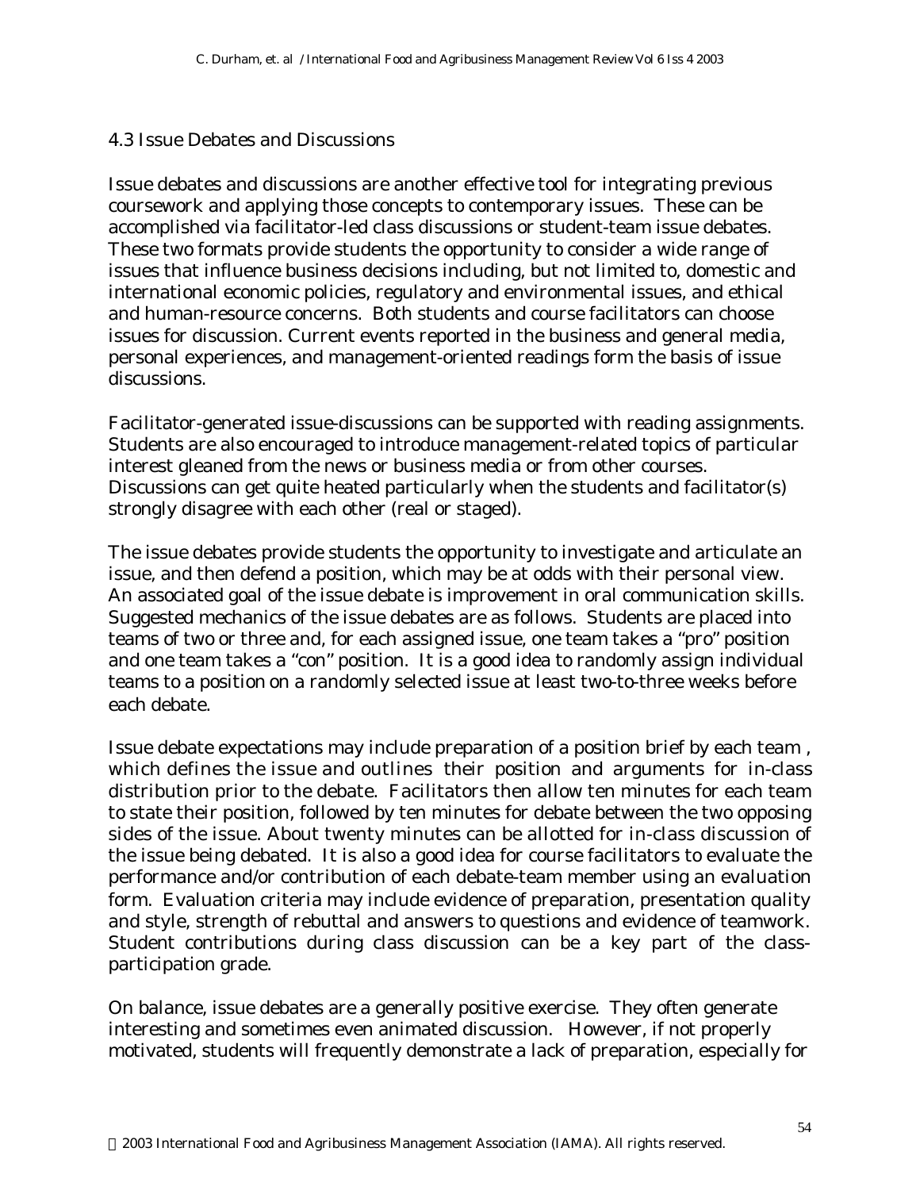### 4.3 Issue Debates and Discussions

Issue debates and discussions are another effective tool for integrating previous coursework and applying those concepts to contemporary issues. These can be accomplished via facilitator-led class discussions or student-team issue debates. These two formats provide students the opportunity to consider a wide range of issues that influence business decisions including, but not limited to, domestic and international economic policies, regulatory and environmental issues, and ethical and human-resource concerns. Both students and course facilitators can choose issues for discussion. Current events reported in the business and general media, personal experiences, and management-oriented readings form the basis of issue discussions.

Facilitator-generated issue-discussions can be supported with reading assignments. Students are also encouraged to introduce management-related topics of particular interest gleaned from the news or business media or from other courses. Discussions can get quite heated particularly when the students and facilitator(s) strongly disagree with each other (real or staged).

The issue debates provide students the opportunity to investigate and articulate an issue, and then defend a position, which may be at odds with their personal view. An associated goal of the issue debate is improvement in oral communication skills. Suggested mechanics of the issue debates are as follows. Students are placed into teams of two or three and, for each assigned issue, one team takes a "pro" position and one team takes a "con" position. It is a good idea to randomly assign individual teams to a position on a randomly selected issue at least two-to-three weeks before each debate.

Issue debate expectations may include preparation of a position brief by each team , which defines the issue and outlines their position and arguments for in-class distribution prior to the debate. Facilitators then allow ten minutes for each team to state their position, followed by ten minutes for debate between the two opposing sides of the issue. About twenty minutes can be allotted for in-class discussion of the issue being debated. It is also a good idea for course facilitators to evaluate the performance and/or contribution of each debate-team member using an evaluation form. Evaluation criteria may include evidence of preparation, presentation quality and style, strength of rebuttal and answers to questions and evidence of teamwork. Student contributions during class discussion can be a key part of the class-participation grade.

On balance, issue debates are a generally positive exercise. They often generate interesting and sometimes even animated discussion. However, if not properly motivated, students will frequently demonstrate a lack of preparation, especially for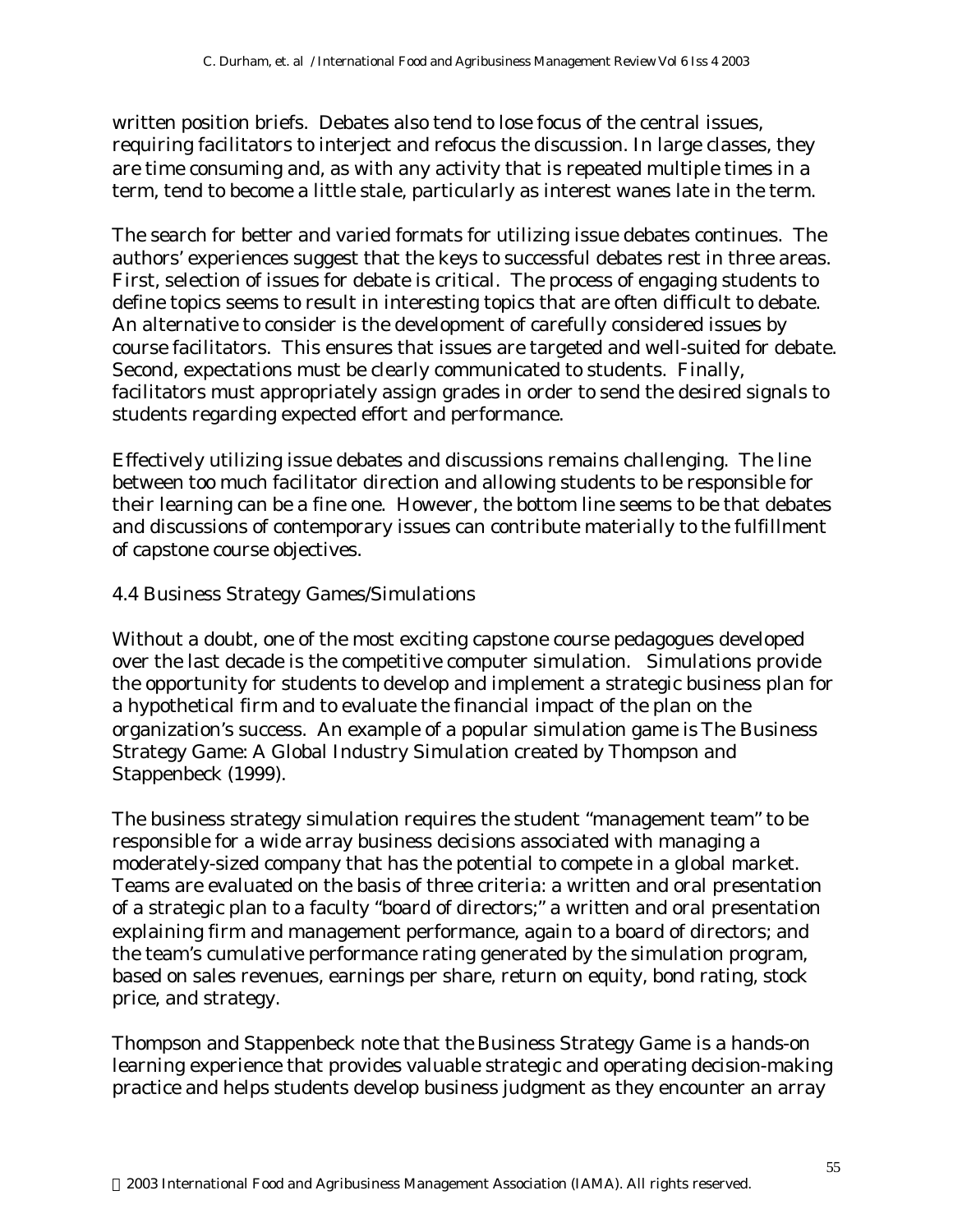written position briefs. Debates also tend to lose focus of the central issues, requiring facilitators to interject and refocus the discussion. In large classes, they are time consuming and, as with any activity that is repeated multiple times in a term, tend to become a little stale, particularly as interest wanes late in the term.

The search for better and varied formats for utilizing issue debates continues. The authors' experiences suggest that the keys to successful debates rest in three areas. First, selection of issues for debate is critical. The process of engaging students to define topics seems to result in interesting topics that are often difficult to debate. An alternative to consider is the development of carefully considered issues by course facilitators. This ensures that issues are targeted and well-suited for debate. Second, expectations must be clearly communicated to students. Finally, facilitators must appropriately assign grades in order to send the desired signals to students regarding expected effort and performance.

Effectively utilizing issue debates and discussions remains challenging. The line between too much facilitator direction and allowing students to be responsible for their learning can be a fine one. However, the bottom line seems to be that debates and discussions of contemporary issues can contribute materially to the fulfillment of capstone course objectives.

### 4.4 Business Strategy Games/Simulations

Without a doubt, one of the most exciting capstone course pedagogues developed over the last decade is the competitive computer simulation. Simulations provide the opportunity for students to develop and implement a strategic business plan for a hypothetical firm and to evaluate the financial impact of the plan on the organization's success. An example of a popular simulation game is The Business Strategy Game: A Global Industry Simulation created by Thompson and Stappenbeck (1999).

The business strategy simulation requires the student "management team" to be responsible for a wide array business decisions associated with managing a moderately-sized company that has the potential to compete in a global market. Teams are evaluated on the basis of three criteria: a written and oral presentation of a strategic plan to a faculty "board of directors;" a written and oral presentation explaining firm and management performance, again to a board of directors; and the team's cumulative performance rating generated by the simulation program, based on sales revenues, earnings per share, return on equity, bond rating, stock price, and strategy.

Thompson and Stappenbeck note that the Business Strategy Game is a hands-on learning experience that provides valuable strategic and operating decision-making practice and helps students develop business judgment as they encounter an array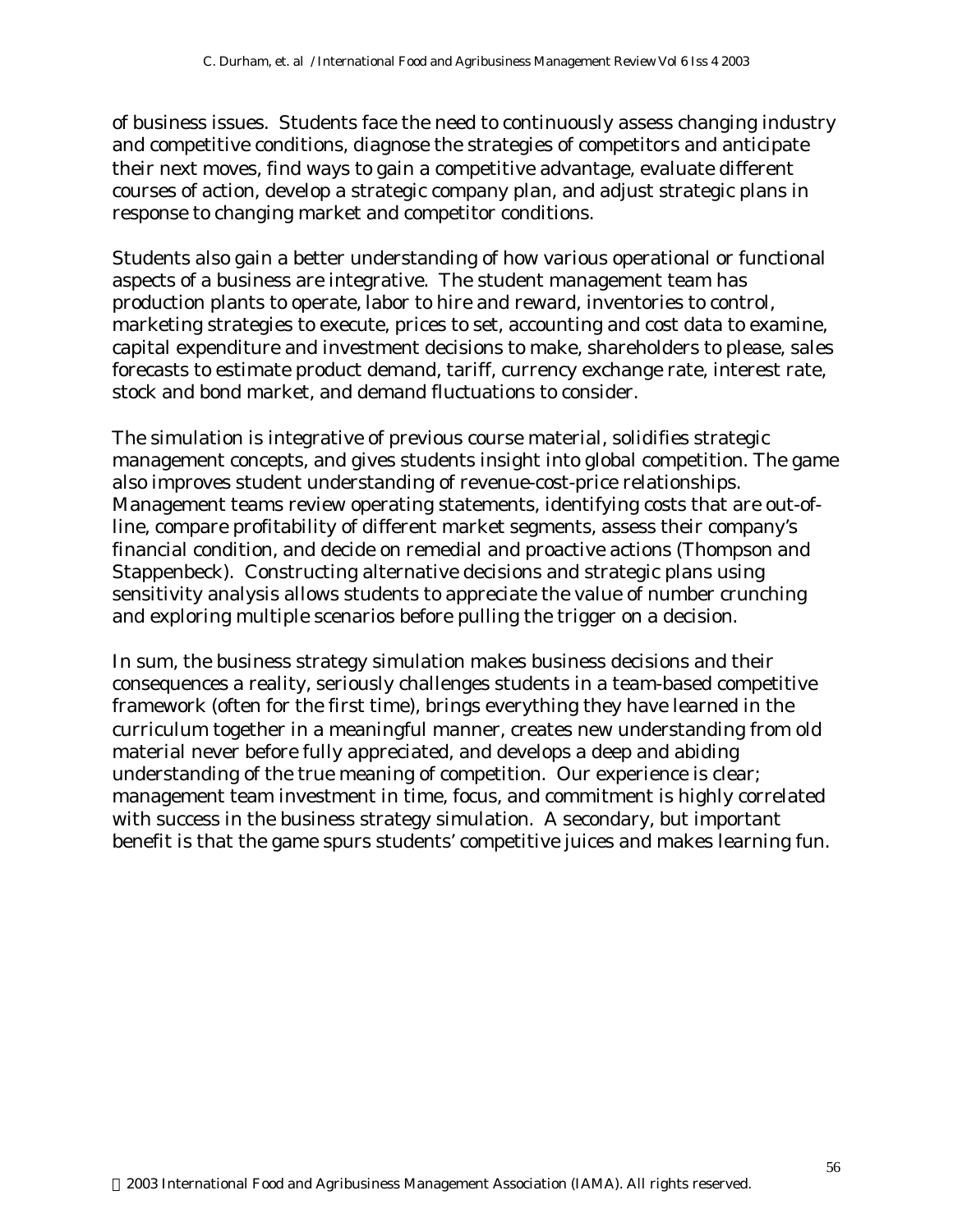of business issues. Students face the need to continuously assess changing industry and competitive conditions, diagnose the strategies of competitors and anticipate their next moves, find ways to gain a competitive advantage, evaluate different courses of action, develop a strategic company plan, and adjust strategic plans in response to changing market and competitor conditions.

Students also gain a better understanding of how various operational or functional aspects of a business are integrative. The student management team has production plants to operate, labor to hire and reward, inventories to control, marketing strategies to execute, prices to set, accounting and cost data to examine, capital expenditure and investment decisions to make, shareholders to please, sales forecasts to estimate product demand, tariff, currency exchange rate, interest rate, stock and bond market, and demand fluctuations to consider.

The simulation is integrative of previous course material, solidifies strategic management concepts, and gives students insight into global competition. The game also improves student understanding of revenue-cost-price relationships. Management teams review operating statements, identifying costs that are out-of-line, compare profitability of different market segments, assess their company's financial condition, and decide on remedial and proactive actions (Thompson and Stappenbeck). Constructing alternative decisions and strategic plans using sensitivity analysis allows students to appreciate the value of number crunching and exploring multiple scenarios before pulling the trigger on a decision.

In sum, the business strategy simulation makes business decisions and their consequences a reality, seriously challenges students in a team-based competitive framework (often for the first time), brings everything they have learned in the curriculum together in a meaningful manner, creates new understanding from old material never before fully appreciated, and develops a deep and abiding understanding of the true meaning of competition. Our experience is clear; management team investment in time, focus, and commitment is highly correlated with success in the business strategy simulation. A secondary, but important benefit is that the game spurs students' competitive juices and makes learning fun.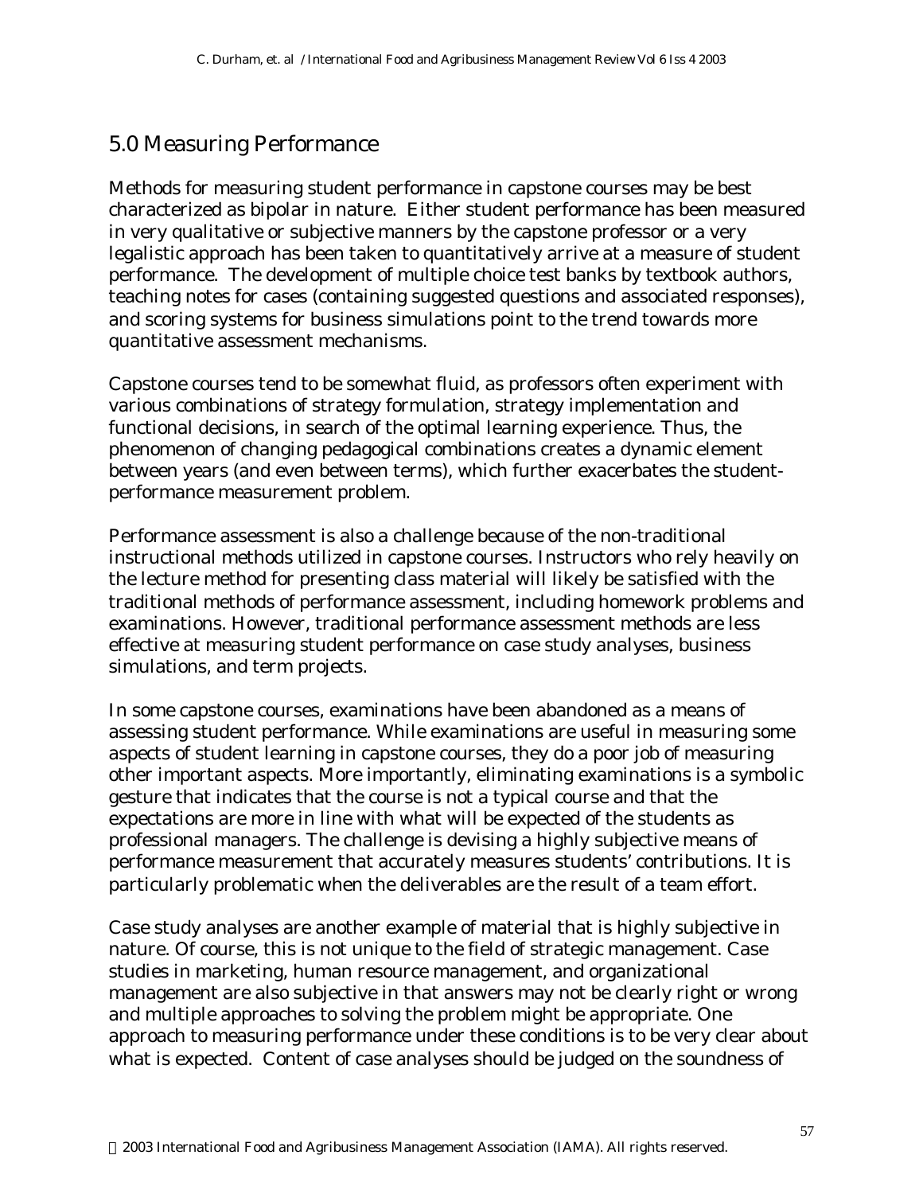## 5.0 Measuring Performance

Methods for measuring student performance in capstone courses may be best characterized as bipolar in nature. Either student performance has been measured in very qualitative or subjective manners by the capstone professor or a very legalistic approach has been taken to quantitatively arrive at a measure of student performance. The development of multiple choice test banks by textbook authors, teaching notes for cases (containing suggested questions and associated responses), and scoring systems for business simulations point to the trend towards more quantitative assessment mechanisms.

Capstone courses tend to be somewhat fluid, as professors often experiment with various combinations of strategy formulation, strategy implementation and functional decisions, in search of the optimal learning experience. Thus, the phenomenon of changing pedagogical combinations creates a dynamic element between years (and even between terms), which further exacerbates the student-performance measurement problem.

Performance assessment is also a challenge because of the non-traditional instructional methods utilized in capstone courses. Instructors who rely heavily on the lecture method for presenting class material will likely be satisfied with the traditional methods of performance assessment, including homework problems and examinations. However, traditional performance assessment methods are less effective at measuring student performance on case study analyses, business simulations, and term projects.

In some capstone courses, examinations have been abandoned as a means of assessing student performance. While examinations are useful in measuring some aspects of student learning in capstone courses, they do a poor job of measuring other important aspects. More importantly, eliminating examinations is a symbolic gesture that indicates that the course is not a typical course and that the expectations are more in line with what will be expected of the students as professional managers. The challenge is devising a highly subjective means of performance measurement that accurately measures students' contributions. It is particularly problematic when the deliverables are the result of a team effort.

Case study analyses are another example of material that is highly subjective in nature. Of course, this is not unique to the field of strategic management. Case studies in marketing, human resource management, and organizational management are also subjective in that answers may not be clearly right or wrong and multiple approaches to solving the problem might be appropriate. One approach to measuring performance under these conditions is to be very clear about what is expected. Content of case analyses should be judged on the soundness of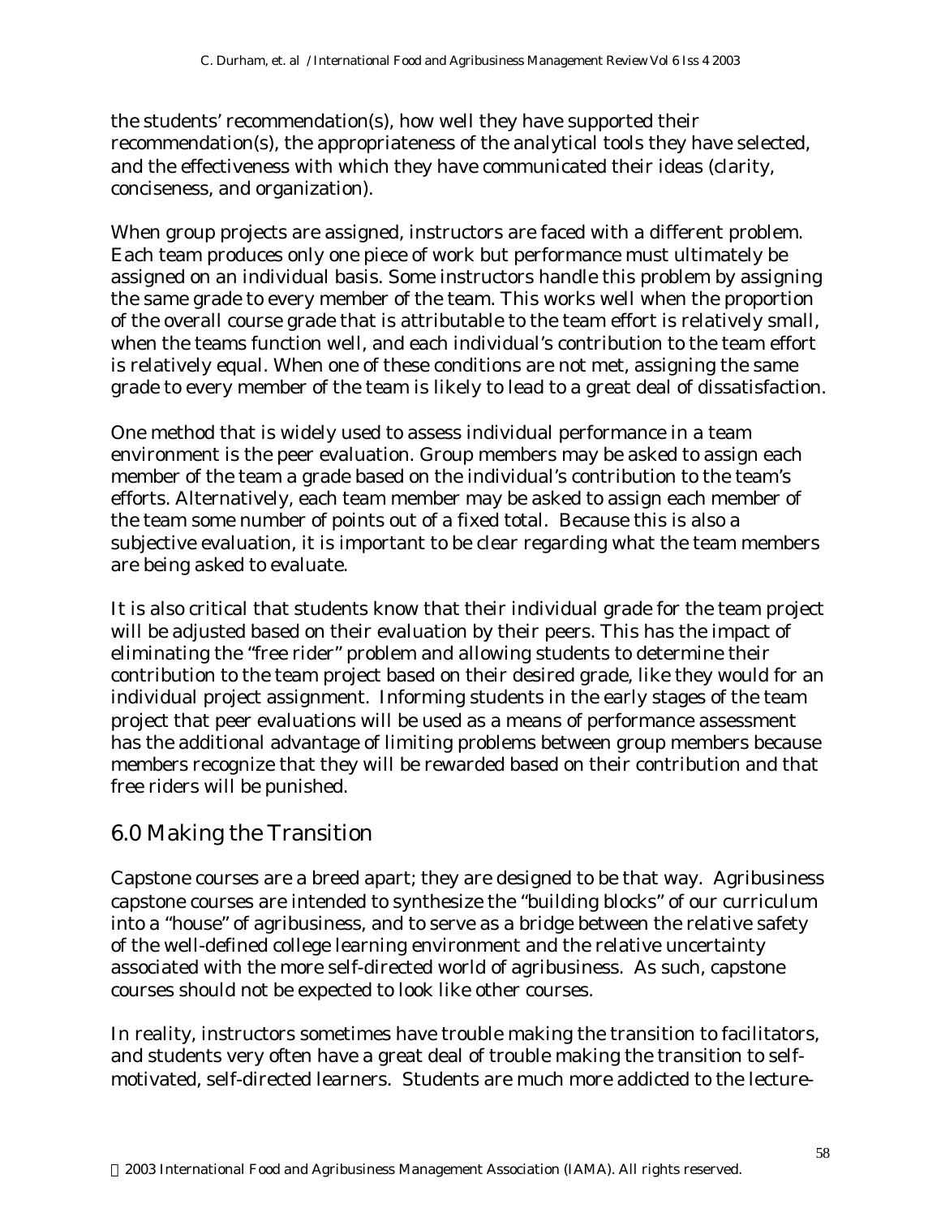the students' recommendation(s), how well they have supported their recommendation(s), the appropriateness of the analytical tools they have selected, and the effectiveness with which they have communicated their ideas (clarity, conciseness, and organization).

When group projects are assigned, instructors are faced with a different problem. Each team produces only one piece of work but performance must ultimately be assigned on an individual basis. Some instructors handle this problem by assigning the same grade to every member of the team. This works well when the proportion of the overall course grade that is attributable to the team effort is relatively small, when the teams function well, and each individual's contribution to the team effort is relatively equal. When one of these conditions are not met, assigning the same grade to every member of the team is likely to lead to a great deal of dissatisfaction.

One method that is widely used to assess individual performance in a team environment is the peer evaluation. Group members may be asked to assign each member of the team a grade based on the individual's contribution to the team's efforts. Alternatively, each team member may be asked to assign each member of the team some number of points out of a fixed total. Because this is also a subjective evaluation, it is important to be clear regarding what the team members are being asked to evaluate.

It is also critical that students know that their individual grade for the team project will be adjusted based on their evaluation by their peers. This has the impact of eliminating the "free rider" problem and allowing students to determine their contribution to the team project based on their desired grade, like they would for an individual project assignment. Informing students in the early stages of the team project that peer evaluations will be used as a means of performance assessment has the additional advantage of limiting problems between group members because members recognize that they will be rewarded based on their contribution and that free riders will be punished.

## 6.0 Making the Transition

Capstone courses are a breed apart; they are designed to be that way. Agribusiness capstone courses are intended to synthesize the "building blocks" of our curriculum into a "house" of agribusiness, and to serve as a bridge between the relative safety of the well-defined college learning environment and the relative uncertainty associated with the more self-directed world of agribusiness. As such, capstone courses should not be expected to look like other courses.

In reality, instructors sometimes have trouble making the transition to facilitators, and students very often have a great deal of trouble making the transition to self-motivated, self-directed learners. Students are much more addicted to the lecture-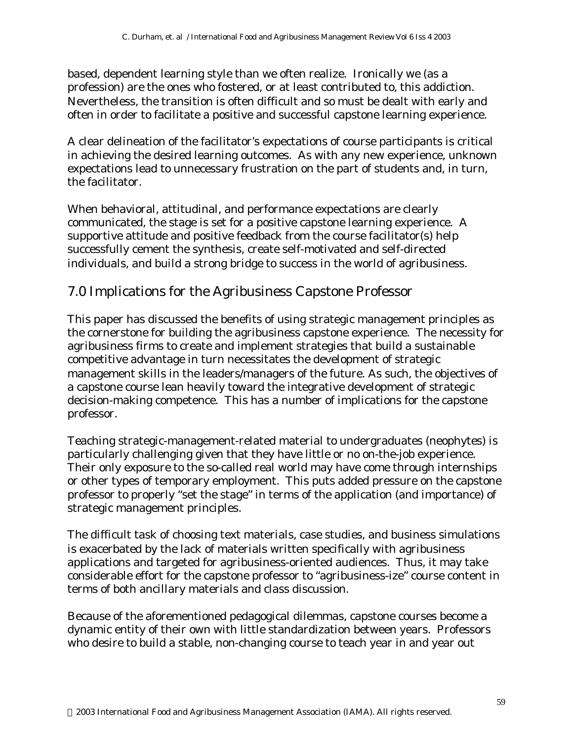based, dependent learning style than we often realize. Ironically we (as a profession) are the ones who fostered, or at least contributed to, this addiction. Nevertheless, the transition is often difficult and so must be dealt with early and often in order to facilitate a positive and successful capstone learning experience.

A clear delineation of the facilitator's expectations of course participants is critical in achieving the desired learning outcomes. As with any new experience, unknown expectations lead to unnecessary frustration on the part of students and, in turn, the facilitator.

When behavioral, attitudinal, and performance expectations are clearly communicated, the stage is set for a positive capstone learning experience. A supportive attitude and positive feedback from the course facilitator(s) help successfully cement the synthesis, create self-motivated and self-directed individuals, and build a strong bridge to success in the world of agribusiness.

## 7.0 Implications for the Agribusiness Capstone Professor

This paper has discussed the benefits of using strategic management principles as the cornerstone for building the agribusiness capstone experience. The necessity for agribusiness firms to create and implement strategies that build a sustainable competitive advantage in turn necessitates the development of strategic management skills in the leaders/managers of the future. As such, the objectives of a capstone course lean heavily toward the integrative development of strategic decision-making competence. This has a number of implications for the capstone professor.

Teaching strategic-management-related material to undergraduates (neophytes) is particularly challenging given that they have little or no on-the-job experience. Their only exposure to the so-called real world may have come through internships or other types of temporary employment. This puts added pressure on the capstone professor to properly "set the stage" in terms of the application (and importance) of strategic management principles.

The difficult task of choosing text materials, case studies, and business simulations is exacerbated by the lack of materials written specifically with agribusiness applications and targeted for agribusiness-oriented audiences. Thus, it may take considerable effort for the capstone professor to "agribusiness-ize" course content in terms of both ancillary materials and class discussion.

Because of the aforementioned pedagogical dilemmas, capstone courses become a dynamic entity of their own with little standardization between years. Professors who desire to build a stable, non-changing course to teach year in and year out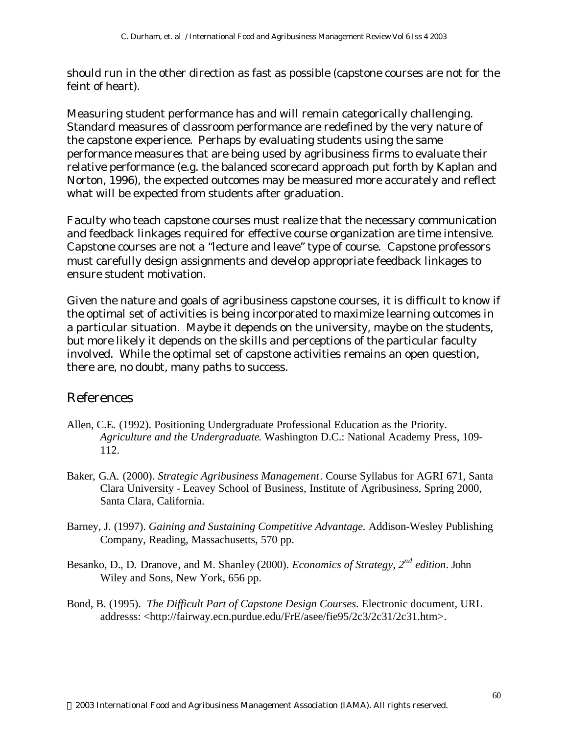should run in the other direction as fast as possible (capstone courses are not for the feint of heart).

Measuring student performance has and will remain categorically challenging. Standard measures of classroom performance are redefined by the very nature of the capstone experience. Perhaps by evaluating students using the same performance measures that are being used by agribusiness firms to evaluate their relative performance (e.g. the balanced scorecard approach put forth by Kaplan and Norton, 1996), the expected outcomes may be measured more accurately and reflect what will be expected from students after graduation.

Faculty who teach capstone courses must realize that the necessary communication and feedback linkages required for effective course organization are time intensive. Capstone courses are not a "lecture and leave" type of course. Capstone professors must carefully design assignments and develop appropriate feedback linkages to ensure student motivation.

Given the nature and goals of agribusiness capstone courses, it is difficult to know if the optimal set of activities is being incorporated to maximize learning outcomes in a particular situation. Maybe it depends on the university, maybe on the students, but more likely it depends on the skills and perceptions of the particular faculty involved. While the optimal set of capstone activities remains an open question, there are, no doubt, many paths to success.

## References

Allen, C.E. (1992). Positioning Undergraduate Professional Education as the Priority. *Agriculture and the Undergraduate*. Washington D.C.: National Academy Press, 109-112.

Baker, G.A. (2000). *Strategic Agribusiness Management*. Course Syllabus for AGRI 671, Santa Clara University - Leavey School of Business, Institute of Agribusiness, Spring 2000, Santa Clara, California.

Barney, J. (1997). *Gaining and Sustaining Competitive Advantage.* Addison-Wesley Publishing Company, Reading, Massachusetts, 570 pp.

Besanko, D., D. Dranove, and M. Shanley (2000). *Economics of Strategy, 2nd edition*. John Wiley and Sons, New York, 656 pp.

Bond, B. (1995). *The Difficult Part of Capstone Design Courses.* Electronic document, URL addresss: <http://fairway.ecn.purdue.edu/FrE/asee/fie95/2c3/2c31/2c31.htm>.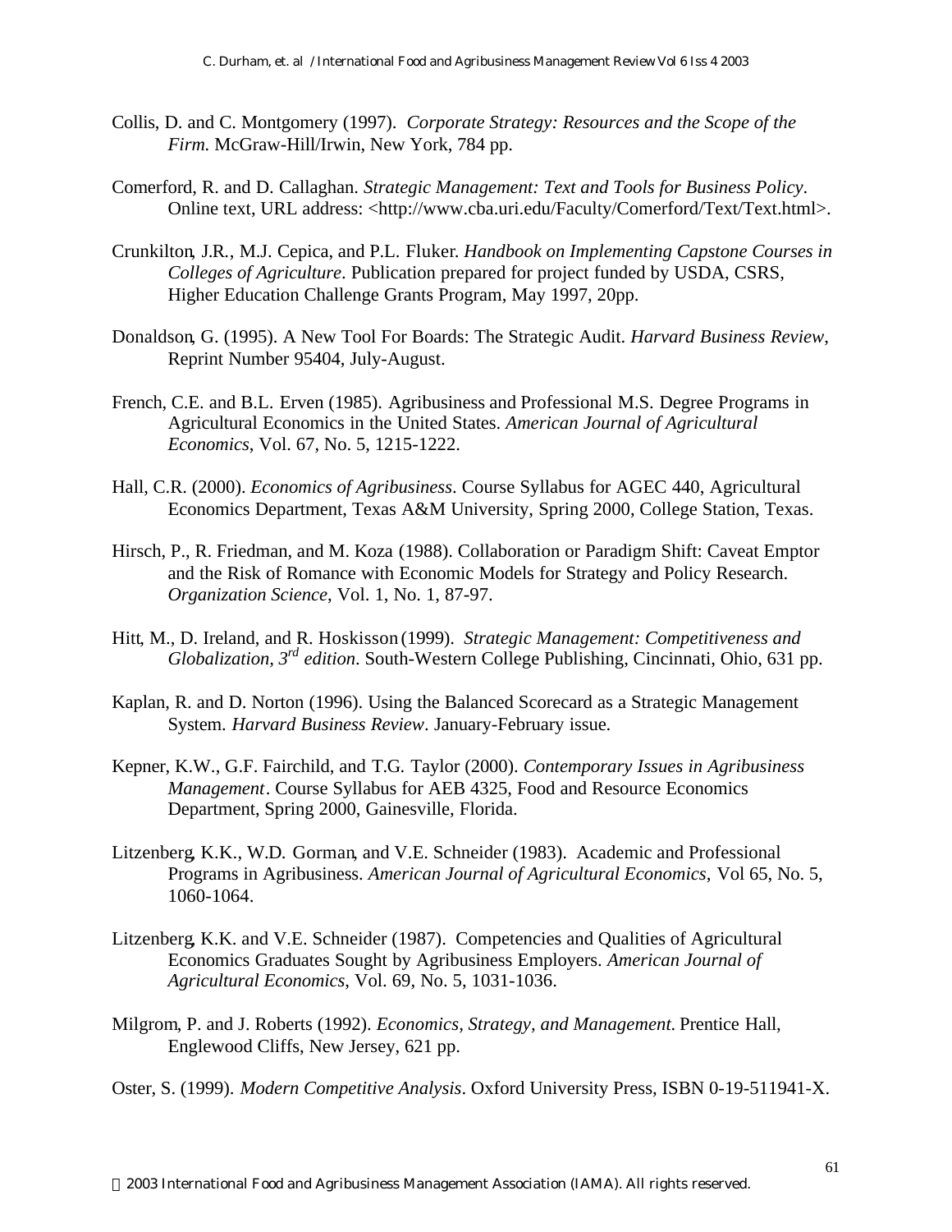Collis, D. and C. Montgomery (1997). *Corporate Strategy: Resources and the Scope of the Firm*. McGraw-Hill/Irwin, New York, 784 pp.

Comerford, R. and D. Callaghan. *Strategic Management: Text and Tools for Business Policy*. Online text, URL address: <http://www.cba.uri.edu/Faculty/Comerford/Text/Text.html>.

Crunkilton, J.R., M.J. Cepica, and P.L. Fluker. *Handbook on Implementing Capstone Courses in Colleges of Agriculture*. Publication prepared for project funded by USDA, CSRS, Higher Education Challenge Grants Program, May 1997, 20pp.

Donaldson, G. (1995). A New Tool For Boards: The Strategic Audit. *Harvard Business Review*, Reprint Number 95404, July-August.

French, C.E. and B.L. Erven (1985). Agribusiness and Professional M.S. Degree Programs in Agricultural Economics in the United States. *American Journal of Agricultural Economics*, Vol. 67, No. 5, 1215-1222.

Hall, C.R. (2000). *Economics of Agribusiness*. Course Syllabus for AGEC 440, Agricultural Economics Department, Texas A&M University, Spring 2000, College Station, Texas.

Hirsch, P., R. Friedman, and M. Koza (1988). Collaboration or Paradigm Shift: Caveat Emptor and the Risk of Romance with Economic Models for Strategy and Policy Research. *Organization Science*, Vol. 1, No. 1, 87-97.

Hitt, M., D. Ireland, and R. Hoskisson (1999). *Strategic Management: Competitiveness and Globalization, 3rd edition*. South-Western College Publishing, Cincinnati, Ohio, 631 pp.

Kaplan, R. and D. Norton (1996). Using the Balanced Scorecard as a Strategic Management System. *Harvard Business Review*. January-February issue.

Kepner, K.W., G.F. Fairchild, and T.G. Taylor (2000). *Contemporary Issues in Agribusiness Management*. Course Syllabus for AEB 4325, Food and Resource Economics Department, Spring 2000, Gainesville, Florida.

Litzenberg, K.K., W.D. Gorman, and V.E. Schneider (1983). Academic and Professional Programs in Agribusiness. *American Journal of Agricultural Economics*, Vol 65, No. 5, 1060-1064.

Litzenberg, K.K. and V.E. Schneider (1987). Competencies and Qualities of Agricultural Economics Graduates Sought by Agribusiness Employers. *American Journal of Agricultural Economics*, Vol. 69, No. 5, 1031-1036.

Milgrom, P. and J. Roberts (1992). *Economics, Strategy, and Management*. Prentice Hall, Englewood Cliffs, New Jersey, 621 pp.

Oster, S. (1999). *Modern Competitive Analysis*. Oxford University Press, ISBN 0-19-511941-X.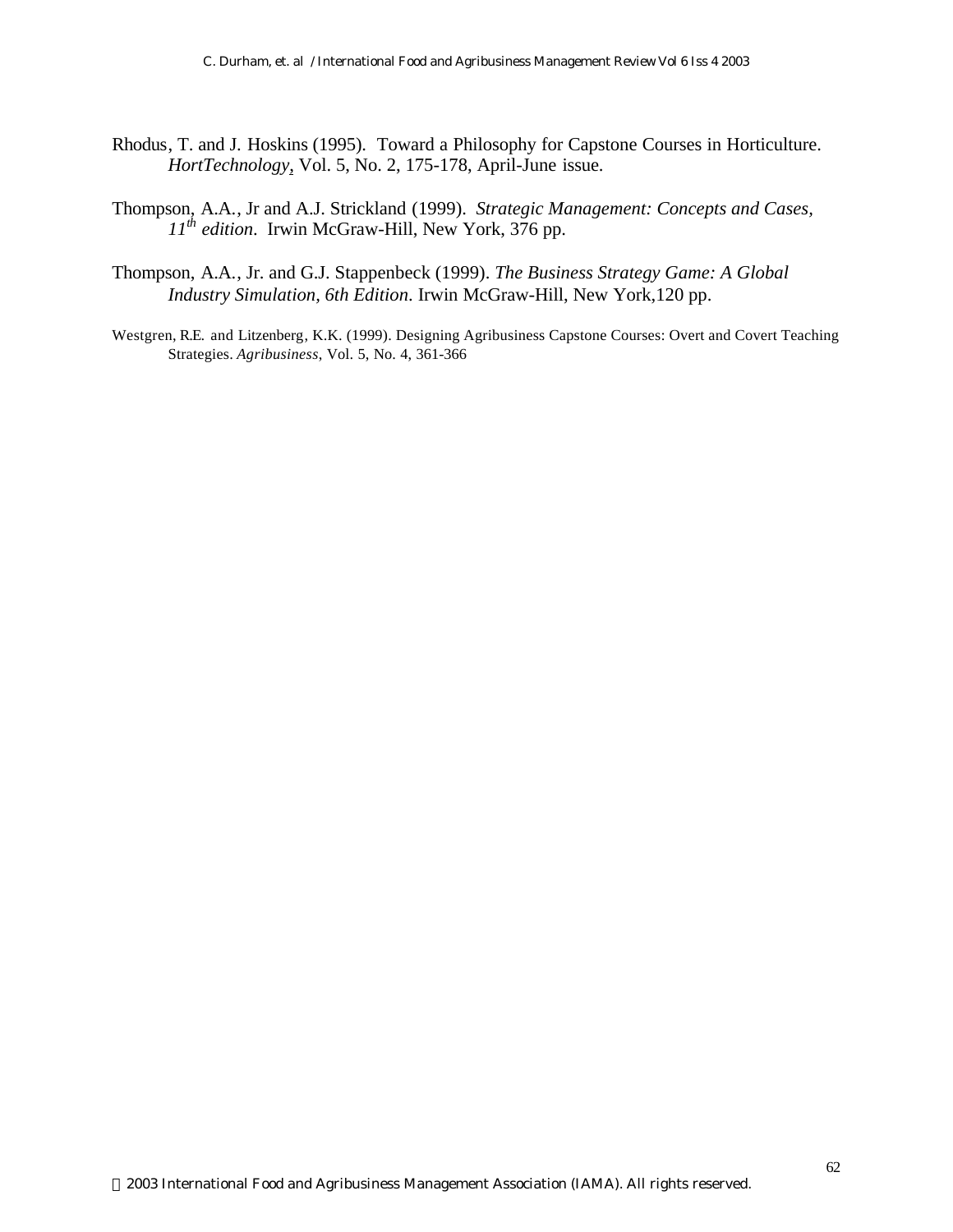Rhodus, T. and J. Hoskins (1995). Toward a Philosophy for Capstone Courses in Horticulture. *HortTechnology*, Vol. 5, No. 2, 175-178, April-June issue.

Thompson, A.A., Jr and A.J. Strickland (1999). *Strategic Management: Concepts and Cases, 11th edition*. Irwin McGraw-Hill, New York, 376 pp.

Thompson, A.A., Jr. and G.J. Stappenbeck (1999). *The Business Strategy Game: A Global Industry Simulation, 6th Edition*. Irwin McGraw-Hill, New York,120 pp.

Westgren, R.E. and Litzenberg, K.K. (1999). Designing Agribusiness Capstone Courses: Overt and Covert Teaching Strategies. *Agribusiness*, Vol. 5, No. 4, 361-366